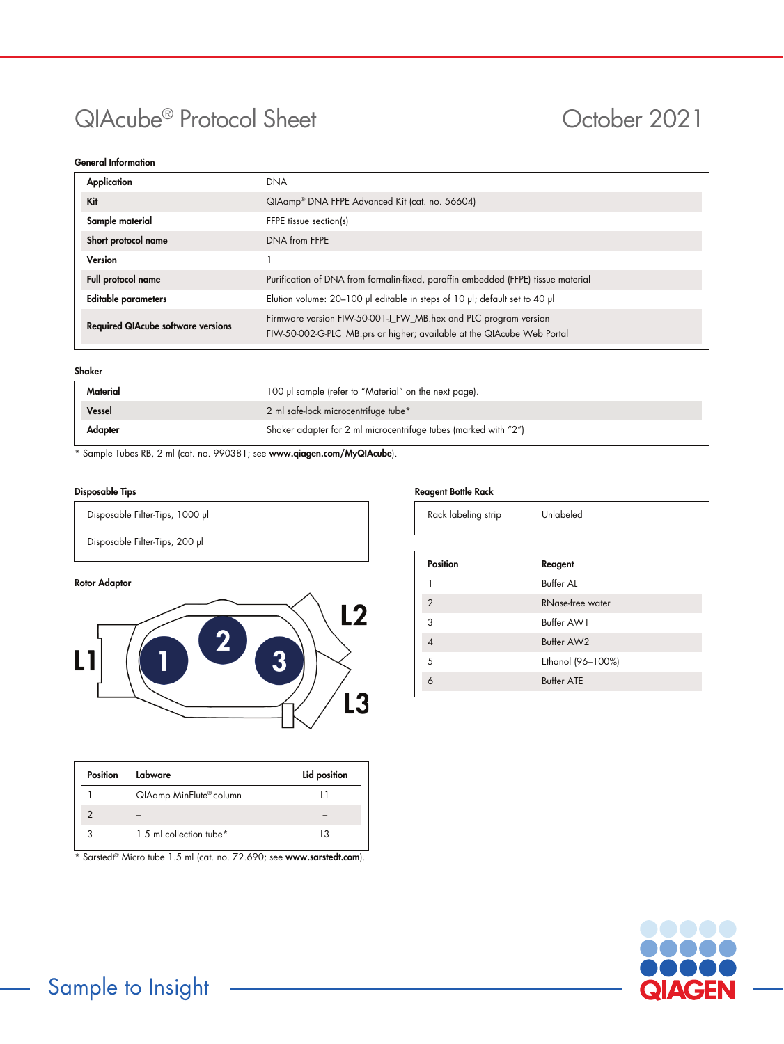# QIAcube® Protocol Sheet

October 2021

### General Information

| | |
|---|---|
| **Application** | DNA |
| **Kit** | QIAamp® DNA FFPE Advanced Kit (cat. no. 56604) |
| **Sample material** | FFPE tissue section(s) |
| **Short protocol name** | DNA from FFPE |
| **Version** | 1 |
| **Full protocol name** | Purification of DNA from formalin-fixed, paraffin embedded (FFPE) tissue material |
| **Editable parameters** | Elution volume: 20–100 µl editable in steps of 10 µl; default set to 40 µl |
| **Required QIAcube software versions** | Firmware version FIW-50-001-J_FW_MB.hex and PLC program version FIW-50-002-G-PLC_MB.prs or higher; available at the QIAcube Web Portal |

### Shaker

| | |
|---|---|
| **Material** | 100 µl sample (refer to "Material" on the next page). |
| **Vessel** | 2 ml safe-lock microcentrifuge tube* |
| **Adapter** | Shaker adapter for 2 ml microcentrifuge tubes (marked with "2") |

\* Sample Tubes RB, 2 ml (cat. no. 990381; see **www.qiagen.com/MyQIAcube**).

### Disposable Tips

- Disposable Filter-Tips, 1000 µl
- Disposable Filter-Tips, 200 µl

### Rotor Adaptor

| Position | Labware | Lid position |
|---|---|---|
| 1 | QIAamp MinElute® column | L1 |
| 2 | – | – |
| 3 | 1.5 ml collection tube* | L3 |

\* Sarstedt® Micro tube 1.5 ml (cat. no. 72.690; see **www.sarstedt.com**).

### Reagent Bottle Rack

| | |
|---|---|
| Rack labeling strip | Unlabeled |

| Position | Reagent |
|---|---|
| 1 | Buffer AL |
| 2 | RNase-free water |
| 3 | Buffer AW1 |
| 4 | Buffer AW2 |
| 5 | Ethanol (96–100%) |
| 6 | Buffer ATE |

Sample to Insight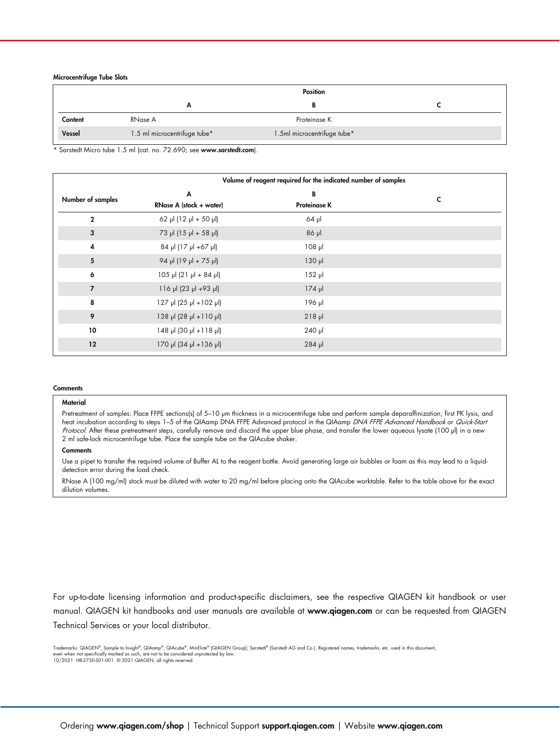**Microcentrifuge Tube Slots**

| | Position | | |
|---|---|---|---|
| | A | B | C |
| **Content** | RNase A | Proteinase K | |
| **Vessel** | 1.5 ml microcentrifuge tube* | 1.5ml microcentrifuge tube* | |

\* Sarstedt Micro tube 1.5 ml (cat. no. 72.690; see **www.sarstedt.com**).

| | Volume of reagent required for the indicated number of samples | | |
|---|---|---|---|
| **Number of samples** | **A**<br>**RNase A (stock + water)** | **B**<br>**Proteinase K** | **C** |
| **2** | 62 µl (12 µl + 50 µl) | 64 µl | |
| **3** | 73 µl (15 µl + 58 µl) | 86 µl | |
| **4** | 84 µl (17 µl +67 µl) | 108 µl | |
| **5** | 94 µl (19 µl + 75 µl) | 130 µl | |
| **6** | 105 µl (21 µl + 84 µl) | 152 µl | |
| **7** | 116 µl (23 µl +93 µl) | 174 µl | |
| **8** | 127 µl (25 µl +102 µl) | 196 µl | |
| **9** | 138 µl (28 µl +110 µl) | 218 µl | |
| **10** | 148 µl (30 µl +118 µl) | 240 µl | |
| **12** | 170 µl (34 µl +136 µl) | 284 µl | |

**Comments**

**Material**

Pretreatment of samples: Place FFPE sections(s) of 5–10 µm thickness in a microcentrifuge tube and perform sample deparaffinization, first PK lysis, and heat incubation according to steps 1–5 of the QIAamp DNA FFPE Advanced protocol in the QIAamp *DNA FFPE Advanced Handbook* or *Quick-Start Protocol*. After these pretreatment steps, carefully remove and discard the upper blue phase, and transfer the lower aqueous lysate (100 µl) in a new 2 ml safe-lock microcentrifuge tube. Place the sample tube on the QIAcube shaker.

**Comments**

Use a pipet to transfer the required volume of Buffer AL to the reagent bottle. Avoid generating large air bubbles or foam as this may lead to a liquid-detection error during the load check.

RNase A (100 mg/ml) stock must be diluted with water to 20 mg/ml before placing onto the QIAcube worktable. Refer to the table above for the exact dilution volumes.

For up-to-date licensing information and product-specific disclaimers, see the respective QIAGEN kit handbook or user manual. QIAGEN kit handbooks and user manuals are available at **www.qiagen.com** or can be requested from QIAGEN Technical Services or your local distributor.

Trademarks: QIAGEN®, Sample to Insight®, QIAamp®, QIAcube®, MinElute® (QIAGEN Group); Sarstedt® (Sarstedt AG and Co.). Registered names, trademarks, etc. used in this document, even when not specifically marked as such, are not to be considered unprotected by law.
10/2021 HB-2730-S01-001 © 2021 QIAGEN, all rights reserved.

Ordering **www.qiagen.com/shop** | Technical Support **support.qiagen.com** | Website **www.qiagen.com**